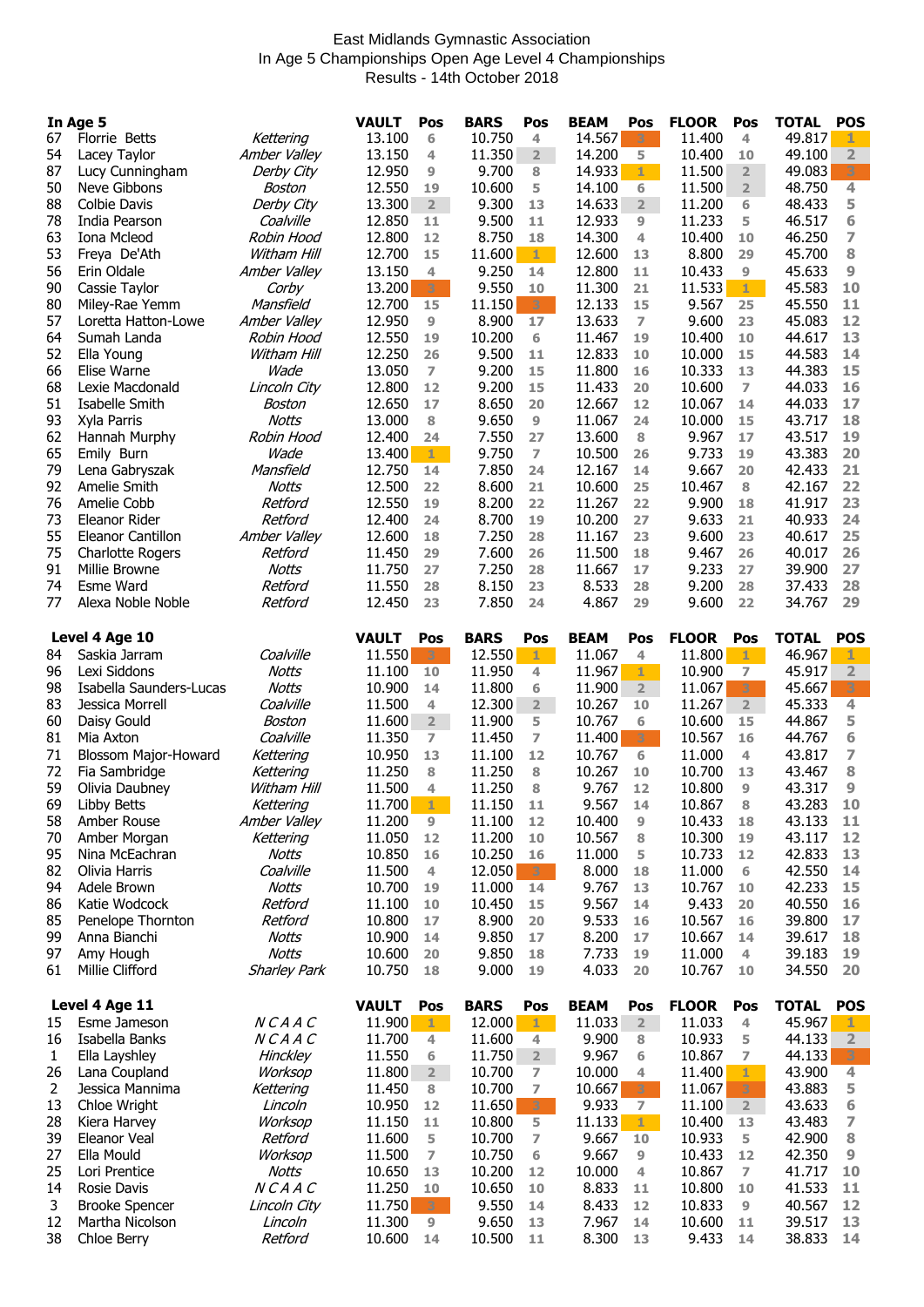East Midlands Gymnastic Association
In Age 5 Championships Open Age Level 4 Championships
Results - 14th October 2018

| In Age 5 | | | VAULT | Pos | BARS | Pos | BEAM | Pos | FLOOR | Pos | TOTAL | POS |
|---|---|---|---|---|---|---|---|---|---|---|---|---|
| 67 | Florrie Betts | *Kettering* | 13.100 | 6 | 10.750 | 4 | 14.567 | 3 | 11.400 | 4 | 49.817 | 1 |
| 54 | Lacey Taylor | *Amber Valley* | 13.150 | 4 | 11.350 | 2 | 14.200 | 5 | 10.400 | 10 | 49.100 | 2 |
| 87 | Lucy Cunningham | *Derby City* | 12.950 | 9 | 9.700 | 8 | 14.933 | 1 | 11.500 | 2 | 49.083 | 3 |
| 50 | Neve Gibbons | *Boston* | 12.550 | 19 | 10.600 | 5 | 14.100 | 6 | 11.500 | 2 | 48.750 | 4 |
| 88 | Colbie Davis | *Derby City* | 13.300 | 2 | 9.300 | 13 | 14.633 | 2 | 11.200 | 6 | 48.433 | 5 |
| 78 | India Pearson | *Coalville* | 12.850 | 11 | 9.500 | 11 | 12.933 | 9 | 11.233 | 5 | 46.517 | 6 |
| 63 | Iona Mcleod | *Robin Hood* | 12.800 | 12 | 8.750 | 18 | 14.300 | 4 | 10.400 | 10 | 46.250 | 7 |
| 53 | Freya De'Ath | *Witham Hill* | 12.700 | 15 | 11.600 | 1 | 12.600 | 13 | 8.800 | 29 | 45.700 | 8 |
| 56 | Erin Oldale | *Amber Valley* | 13.150 | 4 | 9.250 | 14 | 12.800 | 11 | 10.433 | 9 | 45.633 | 9 |
| 90 | Cassie Taylor | *Corby* | 13.200 | 3 | 9.550 | 10 | 11.300 | 21 | 11.533 | 1 | 45.583 | 10 |
| 80 | Miley-Rae Yemm | *Mansfield* | 12.700 | 15 | 11.150 | 3 | 12.133 | 15 | 9.567 | 25 | 45.550 | 11 |
| 57 | Loretta Hatton-Lowe | *Amber Valley* | 12.950 | 9 | 8.900 | 17 | 13.633 | 7 | 9.600 | 23 | 45.083 | 12 |
| 64 | Sumah Landa | *Robin Hood* | 12.550 | 19 | 10.200 | 6 | 11.467 | 19 | 10.400 | 10 | 44.617 | 13 |
| 52 | Ella Young | *Witham Hill* | 12.250 | 26 | 9.500 | 11 | 12.833 | 10 | 10.000 | 15 | 44.583 | 14 |
| 66 | Elise Warne | *Wade* | 13.050 | 7 | 9.200 | 15 | 11.800 | 16 | 10.333 | 13 | 44.383 | 15 |
| 68 | Lexie Macdonald | *Lincoln City* | 12.800 | 12 | 9.200 | 15 | 11.433 | 20 | 10.600 | 7 | 44.033 | 16 |
| 51 | Isabelle Smith | *Boston* | 12.650 | 17 | 8.650 | 20 | 12.667 | 12 | 10.067 | 14 | 44.033 | 17 |
| 93 | Xyla Parris | *Notts* | 13.000 | 8 | 9.650 | 9 | 11.067 | 24 | 10.000 | 15 | 43.717 | 18 |
| 62 | Hannah Murphy | *Robin Hood* | 12.400 | 24 | 7.550 | 27 | 13.600 | 8 | 9.967 | 17 | 43.517 | 19 |
| 65 | Emily Burn | *Wade* | 13.400 | 1 | 9.750 | 7 | 10.500 | 26 | 9.733 | 19 | 43.383 | 20 |
| 79 | Lena Gabryszak | *Mansfield* | 12.750 | 14 | 7.850 | 24 | 12.167 | 14 | 9.667 | 20 | 42.433 | 21 |
| 92 | Amelie Smith | *Notts* | 12.500 | 22 | 8.600 | 21 | 10.600 | 25 | 10.467 | 8 | 42.167 | 22 |
| 76 | Amelie Cobb | *Retford* | 12.550 | 19 | 8.200 | 22 | 11.267 | 22 | 9.900 | 18 | 41.917 | 23 |
| 73 | Eleanor Rider | *Retford* | 12.400 | 24 | 8.700 | 19 | 10.200 | 27 | 9.633 | 21 | 40.933 | 24 |
| 55 | Eleanor Cantillon | *Amber Valley* | 12.600 | 18 | 7.250 | 28 | 11.167 | 23 | 9.600 | 23 | 40.617 | 25 |
| 75 | Charlotte Rogers | *Retford* | 11.450 | 29 | 7.600 | 26 | 11.500 | 18 | 9.467 | 26 | 40.017 | 26 |
| 91 | Millie Browne | *Notts* | 11.750 | 27 | 7.250 | 28 | 11.667 | 17 | 9.233 | 27 | 39.900 | 27 |
| 74 | Esme Ward | *Retford* | 11.550 | 28 | 8.150 | 23 | 8.533 | 28 | 9.200 | 28 | 37.433 | 28 |
| 77 | Alexa Noble Noble | *Retford* | 12.450 | 23 | 7.850 | 24 | 4.867 | 29 | 9.600 | 22 | 34.767 | 29 |

| Level 4 Age 10 | | | VAULT | Pos | BARS | Pos | BEAM | Pos | FLOOR | Pos | TOTAL | POS |
|---|---|---|---|---|---|---|---|---|---|---|---|---|
| 84 | Saskia Jarram | *Coalville* | 11.550 | 3 | 12.550 | 1 | 11.067 | 4 | 11.800 | 1 | 46.967 | 1 |
| 96 | Lexi Siddons | *Notts* | 11.100 | 10 | 11.950 | 4 | 11.967 | 1 | 10.900 | 7 | 45.917 | 2 |
| 98 | Isabella Saunders-Lucas | *Notts* | 10.900 | 14 | 11.800 | 6 | 11.900 | 2 | 11.067 | 3 | 45.667 | 3 |
| 83 | Jessica Morrell | *Coalville* | 11.500 | 4 | 12.300 | 2 | 10.267 | 10 | 11.267 | 2 | 45.333 | 4 |
| 60 | Daisy Gould | *Boston* | 11.600 | 2 | 11.900 | 5 | 10.767 | 6 | 10.600 | 15 | 44.867 | 5 |
| 81 | Mia Axton | *Coalville* | 11.350 | 7 | 11.450 | 7 | 11.400 | 3 | 10.567 | 16 | 44.767 | 6 |
| 71 | Blossom Major-Howard | *Kettering* | 10.950 | 13 | 11.100 | 12 | 10.767 | 6 | 11.000 | 4 | 43.817 | 7 |
| 72 | Fia Sambridge | *Kettering* | 11.250 | 8 | 11.250 | 8 | 10.267 | 10 | 10.700 | 13 | 43.467 | 8 |
| 59 | Olivia Daubney | *Witham Hill* | 11.500 | 4 | 11.250 | 8 | 9.767 | 12 | 10.800 | 9 | 43.317 | 9 |
| 69 | Libby Betts | *Kettering* | 11.700 | 1 | 11.150 | 11 | 9.567 | 14 | 10.867 | 8 | 43.283 | 10 |
| 58 | Amber Rouse | *Amber Valley* | 11.200 | 9 | 11.100 | 12 | 10.400 | 9 | 10.433 | 18 | 43.133 | 11 |
| 70 | Amber Morgan | *Kettering* | 11.050 | 12 | 11.200 | 10 | 10.567 | 8 | 10.300 | 19 | 43.117 | 12 |
| 95 | Nina McEachran | *Notts* | 10.850 | 16 | 10.250 | 16 | 11.000 | 5 | 10.733 | 12 | 42.833 | 13 |
| 82 | Olivia Harris | *Coalville* | 11.500 | 4 | 12.050 | 3 | 8.000 | 18 | 11.000 | 6 | 42.550 | 14 |
| 94 | Adele Brown | *Notts* | 10.700 | 19 | 11.000 | 14 | 9.767 | 13 | 10.767 | 10 | 42.233 | 15 |
| 86 | Katie Wodcock | *Retford* | 11.100 | 10 | 10.450 | 15 | 9.567 | 14 | 9.433 | 20 | 40.550 | 16 |
| 85 | Penelope Thornton | *Retford* | 10.800 | 17 | 8.900 | 20 | 9.533 | 16 | 10.567 | 16 | 39.800 | 17 |
| 99 | Anna Bianchi | *Notts* | 10.900 | 14 | 9.850 | 17 | 8.200 | 17 | 10.667 | 14 | 39.617 | 18 |
| 97 | Amy Hough | *Notts* | 10.600 | 20 | 9.850 | 18 | 7.733 | 19 | 11.000 | 4 | 39.183 | 19 |
| 61 | Millie Clifford | *Sharley Park* | 10.750 | 18 | 9.000 | 19 | 4.033 | 20 | 10.767 | 10 | 34.550 | 20 |

| Level 4 Age 11 | | | VAULT | Pos | BARS | Pos | BEAM | Pos | FLOOR | Pos | TOTAL | POS |
|---|---|---|---|---|---|---|---|---|---|---|---|---|
| 15 | Esme Jameson | *N C A A C* | 11.900 | 1 | 12.000 | 1 | 11.033 | 2 | 11.033 | 4 | 45.967 | 1 |
| 16 | Isabella Banks | *N C A A C* | 11.700 | 4 | 11.600 | 4 | 9.900 | 8 | 10.933 | 5 | 44.133 | 2 |
| 1 | Ella Layshley | *Hinckley* | 11.550 | 6 | 11.750 | 2 | 9.967 | 6 | 10.867 | 7 | 44.133 | 3 |
| 26 | Lana Coupland | *Worksop* | 11.800 | 2 | 10.700 | 7 | 10.000 | 4 | 11.400 | 1 | 43.900 | 4 |
| 2 | Jessica Mannima | *Kettering* | 11.450 | 8 | 10.700 | 7 | 10.667 | 3 | 11.067 | 3 | 43.883 | 5 |
| 13 | Chloe Wright | *Lincoln* | 10.950 | 12 | 11.650 | 3 | 9.933 | 7 | 11.100 | 2 | 43.633 | 6 |
| 28 | Kiera Harvey | *Worksop* | 11.150 | 11 | 10.800 | 5 | 11.133 | 1 | 10.400 | 13 | 43.483 | 7 |
| 39 | Eleanor Veal | *Retford* | 11.600 | 5 | 10.700 | 7 | 9.667 | 10 | 10.933 | 5 | 42.900 | 8 |
| 27 | Ella Mould | *Worksop* | 11.500 | 7 | 10.750 | 6 | 9.667 | 9 | 10.433 | 12 | 42.350 | 9 |
| 25 | Lori Prentice | *Notts* | 10.650 | 13 | 10.200 | 12 | 10.000 | 4 | 10.867 | 7 | 41.717 | 10 |
| 14 | Rosie Davis | *N C A A C* | 11.250 | 10 | 10.650 | 10 | 8.833 | 11 | 10.800 | 10 | 41.533 | 11 |
| 3 | Brooke Spencer | *Lincoln City* | 11.750 | 3 | 9.550 | 14 | 8.433 | 12 | 10.833 | 9 | 40.567 | 12 |
| 12 | Martha Nicolson | *Lincoln* | 11.300 | 9 | 9.650 | 13 | 7.967 | 14 | 10.600 | 11 | 39.517 | 13 |
| 38 | Chloe Berry | *Retford* | 10.600 | 14 | 10.500 | 11 | 8.300 | 13 | 9.433 | 14 | 38.833 | 14 |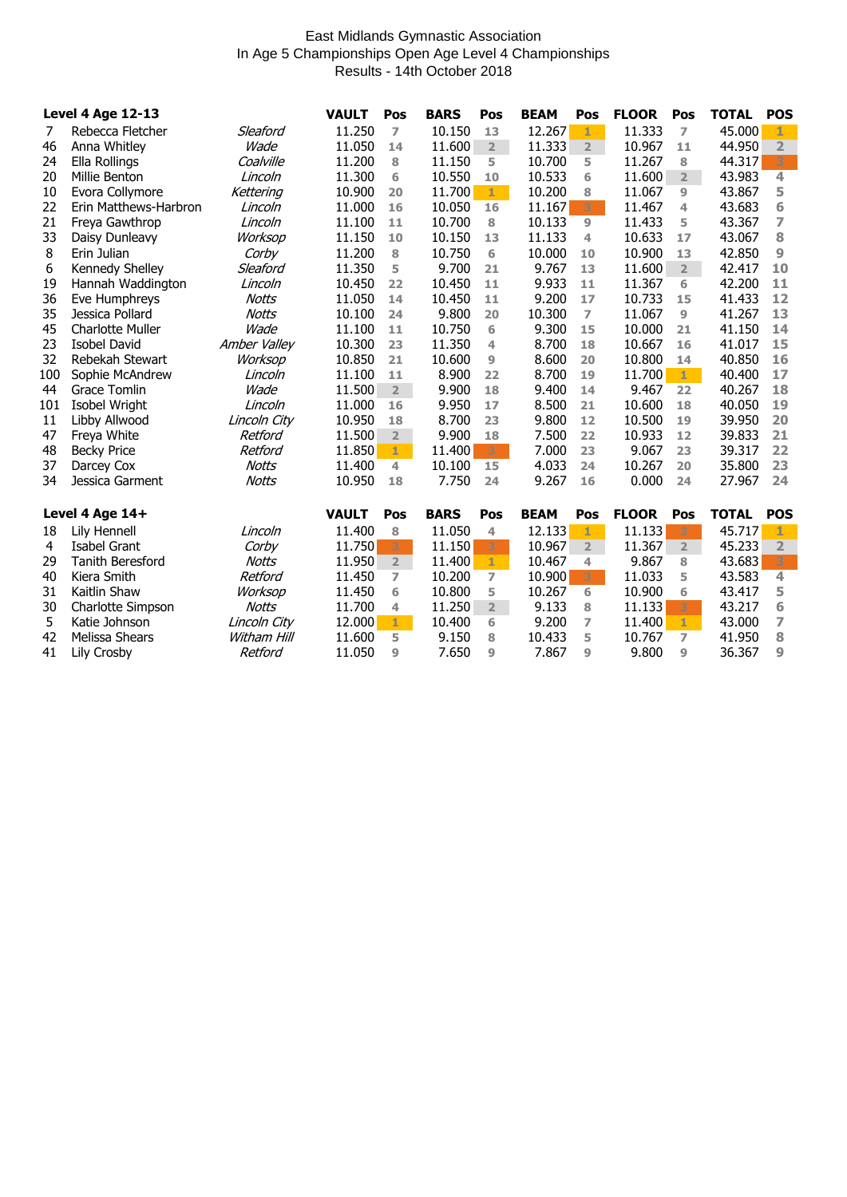East Midlands Gymnastic Association
In Age 5 Championships Open Age Level 4 Championships
Results - 14th October 2018

| | Level 4 Age 12-13 | | VAULT | Pos | BARS | Pos | BEAM | Pos | FLOOR | Pos | TOTAL | POS |
|---|---|---|---|---|---|---|---|---|---|---|---|---|
| 7 | Rebecca Fletcher | *Sleaford* | 11.250 | 7 | 10.150 | 13 | 12.267 | 1 | 11.333 | 7 | 45.000 | 1 |
| 46 | Anna Whitley | *Wade* | 11.050 | 14 | 11.600 | 2 | 11.333 | 2 | 10.967 | 11 | 44.950 | 2 |
| 24 | Ella Rollings | *Coalville* | 11.200 | 8 | 11.150 | 5 | 10.700 | 5 | 11.267 | 8 | 44.317 | 3 |
| 20 | Millie Benton | *Lincoln* | 11.300 | 6 | 10.550 | 10 | 10.533 | 6 | 11.600 | 2 | 43.983 | 4 |
| 10 | Evora Collymore | *Kettering* | 10.900 | 20 | 11.700 | 1 | 10.200 | 8 | 11.067 | 9 | 43.867 | 5 |
| 22 | Erin Matthews-Harbron | *Lincoln* | 11.000 | 16 | 10.050 | 16 | 11.167 | 3 | 11.467 | 4 | 43.683 | 6 |
| 21 | Freya Gawthrop | *Lincoln* | 11.100 | 11 | 10.700 | 8 | 10.133 | 9 | 11.433 | 5 | 43.367 | 7 |
| 33 | Daisy Dunleavy | *Worksop* | 11.150 | 10 | 10.150 | 13 | 11.133 | 4 | 10.633 | 17 | 43.067 | 8 |
| 8 | Erin Julian | *Corby* | 11.200 | 8 | 10.750 | 6 | 10.000 | 10 | 10.900 | 13 | 42.850 | 9 |
| 6 | Kennedy Shelley | *Sleaford* | 11.350 | 5 | 9.700 | 21 | 9.767 | 13 | 11.600 | 2 | 42.417 | 10 |
| 19 | Hannah Waddington | *Lincoln* | 10.450 | 22 | 10.450 | 11 | 9.933 | 11 | 11.367 | 6 | 42.200 | 11 |
| 36 | Eve Humphreys | *Notts* | 11.050 | 14 | 10.450 | 11 | 9.200 | 17 | 10.733 | 15 | 41.433 | 12 |
| 35 | Jessica Pollard | *Notts* | 10.100 | 24 | 9.800 | 20 | 10.300 | 7 | 11.067 | 9 | 41.267 | 13 |
| 45 | Charlotte Muller | *Wade* | 11.100 | 11 | 10.750 | 6 | 9.300 | 15 | 10.000 | 21 | 41.150 | 14 |
| 23 | Isobel David | *Amber Valley* | 10.300 | 23 | 11.350 | 4 | 8.700 | 18 | 10.667 | 16 | 41.017 | 15 |
| 32 | Rebekah Stewart | *Worksop* | 10.850 | 21 | 10.600 | 9 | 8.600 | 20 | 10.800 | 14 | 40.850 | 16 |
| 100 | Sophie McAndrew | *Lincoln* | 11.100 | 11 | 8.900 | 22 | 8.700 | 19 | 11.700 | 1 | 40.400 | 17 |
| 44 | Grace Tomlin | *Wade* | 11.500 | 2 | 9.900 | 18 | 9.400 | 14 | 9.467 | 22 | 40.267 | 18 |
| 101 | Isobel Wright | *Lincoln* | 11.000 | 16 | 9.950 | 17 | 8.500 | 21 | 10.600 | 18 | 40.050 | 19 |
| 11 | Libby Allwood | *Lincoln City* | 10.950 | 18 | 8.700 | 23 | 9.800 | 12 | 10.500 | 19 | 39.950 | 20 |
| 47 | Freya White | *Retford* | 11.500 | 2 | 9.900 | 18 | 7.500 | 22 | 10.933 | 12 | 39.833 | 21 |
| 48 | Becky Price | *Retford* | 11.850 | 1 | 11.400 | 3 | 7.000 | 23 | 9.067 | 23 | 39.317 | 22 |
| 37 | Darcey Cox | *Notts* | 11.400 | 4 | 10.100 | 15 | 4.033 | 24 | 10.267 | 20 | 35.800 | 23 |
| 34 | Jessica Garment | *Notts* | 10.950 | 18 | 7.750 | 24 | 9.267 | 16 | 0.000 | 24 | 27.967 | 24 |

| | Level 4 Age 14+ | | VAULT | Pos | BARS | Pos | BEAM | Pos | FLOOR | Pos | TOTAL | POS |
|---|---|---|---|---|---|---|---|---|---|---|---|---|
| 18 | Lily Hennell | *Lincoln* | 11.400 | 8 | 11.050 | 4 | 12.133 | 1 | 11.133 | 3 | 45.717 | 1 |
| 4 | Isabel Grant | *Corby* | 11.750 | 3 | 11.150 | 3 | 10.967 | 2 | 11.367 | 2 | 45.233 | 2 |
| 29 | Tanith Beresford | *Notts* | 11.950 | 2 | 11.400 | 1 | 10.467 | 4 | 9.867 | 8 | 43.683 | 3 |
| 40 | Kiera Smith | *Retford* | 11.450 | 7 | 10.200 | 7 | 10.900 | 3 | 11.033 | 5 | 43.583 | 4 |
| 31 | Kaitlin Shaw | *Worksop* | 11.450 | 6 | 10.800 | 5 | 10.267 | 6 | 10.900 | 6 | 43.417 | 5 |
| 30 | Charlotte Simpson | *Notts* | 11.700 | 4 | 11.250 | 2 | 9.133 | 8 | 11.133 | 3 | 43.217 | 6 |
| 5 | Katie Johnson | *Lincoln City* | 12.000 | 1 | 10.400 | 6 | 9.200 | 7 | 11.400 | 1 | 43.000 | 7 |
| 42 | Melissa Shears | *Witham Hill* | 11.600 | 5 | 9.150 | 8 | 10.433 | 5 | 10.767 | 7 | 41.950 | 8 |
| 41 | Lily Crosby | *Retford* | 11.050 | 9 | 7.650 | 9 | 7.867 | 9 | 9.800 | 9 | 36.367 | 9 |